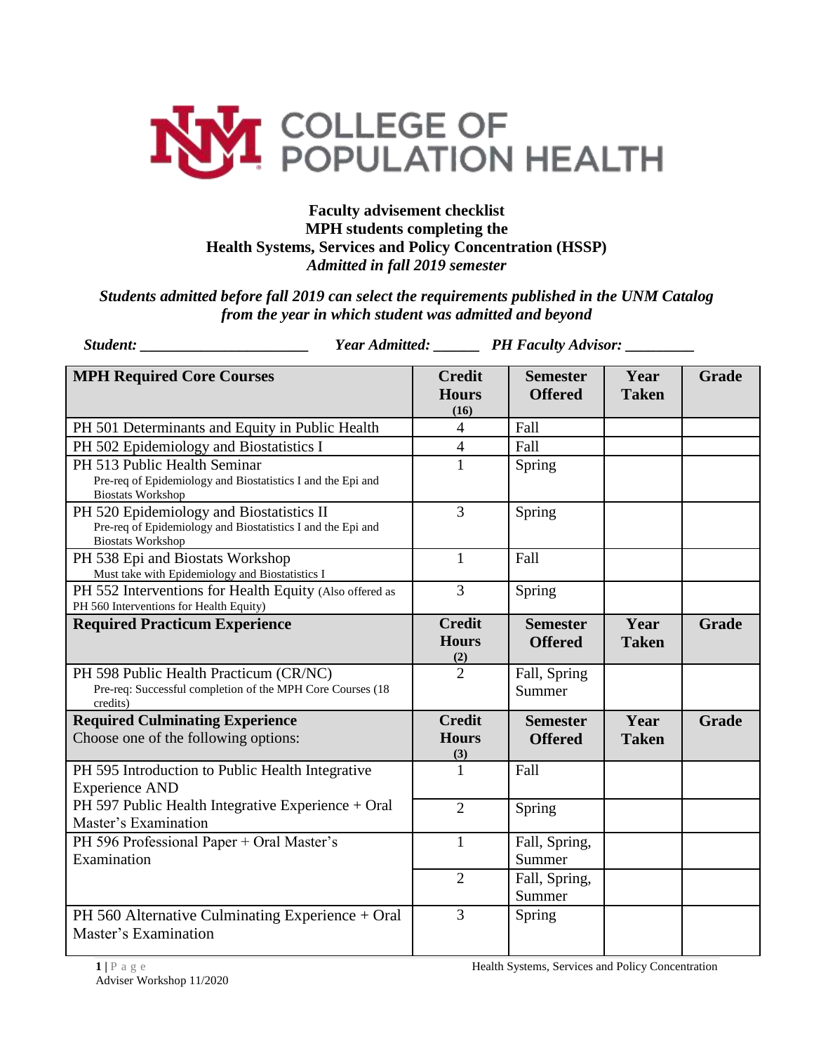COLLEGE OF POPULATION HEALTH

**Faculty advisement checklist**
**MPH students completing the**
**Health Systems, Services and Policy Concentration (HSSP)**
***Admitted in fall 2019 semester***

***Students admitted before fall 2019 can select the requirements published in the UNM Catalog from the year in which student was admitted and beyond***

***Student:*** ______________________ ***Year Admitted:*** ______ ***PH Faculty Advisor:*** _________

| **MPH Required Core Courses** | **Credit Hours (16)** | **Semester Offered** | **Year Taken** | **Grade** |
|---|---|---|---|---|
| PH 501 Determinants and Equity in Public Health | 4 | Fall | | |
| PH 502 Epidemiology and Biostatistics I | 4 | Fall | | |
| PH 513 Public Health Seminar<br>Pre-req of Epidemiology and Biostatistics I and the Epi and Biostats Workshop | 1 | Spring | | |
| PH 520 Epidemiology and Biostatistics II<br>Pre-req of Epidemiology and Biostatistics I and the Epi and Biostats Workshop | 3 | Spring | | |
| PH 538 Epi and Biostats Workshop<br>Must take with Epidemiology and Biostatistics I | 1 | Fall | | |
| PH 552 Interventions for Health Equity (Also offered as PH 560 Interventions for Health Equity) | 3 | Spring | | |
| **Required Practicum Experience** | **Credit Hours (2)** | **Semester Offered** | **Year Taken** | **Grade** |
| PH 598 Public Health Practicum (CR/NC)<br>Pre-req: Successful completion of the MPH Core Courses (18 credits) | 2 | Fall, Spring Summer | | |
| **Required Culminating Experience**<br>Choose one of the following options: | **Credit Hours (3)** | **Semester Offered** | **Year Taken** | **Grade** |
| PH 595 Introduction to Public Health Integrative Experience AND | 1 | Fall | | |
| PH 597 Public Health Integrative Experience + Oral Master's Examination | 2 | Spring | | |
| PH 596 Professional Paper + Oral Master's Examination | 1 | Fall, Spring, Summer | | |
| | 2 | Fall, Spring, Summer | | |
| PH 560 Alternative Culminating Experience + Oral Master's Examination | 3 | Spring | | |

Adviser Workshop 11/2020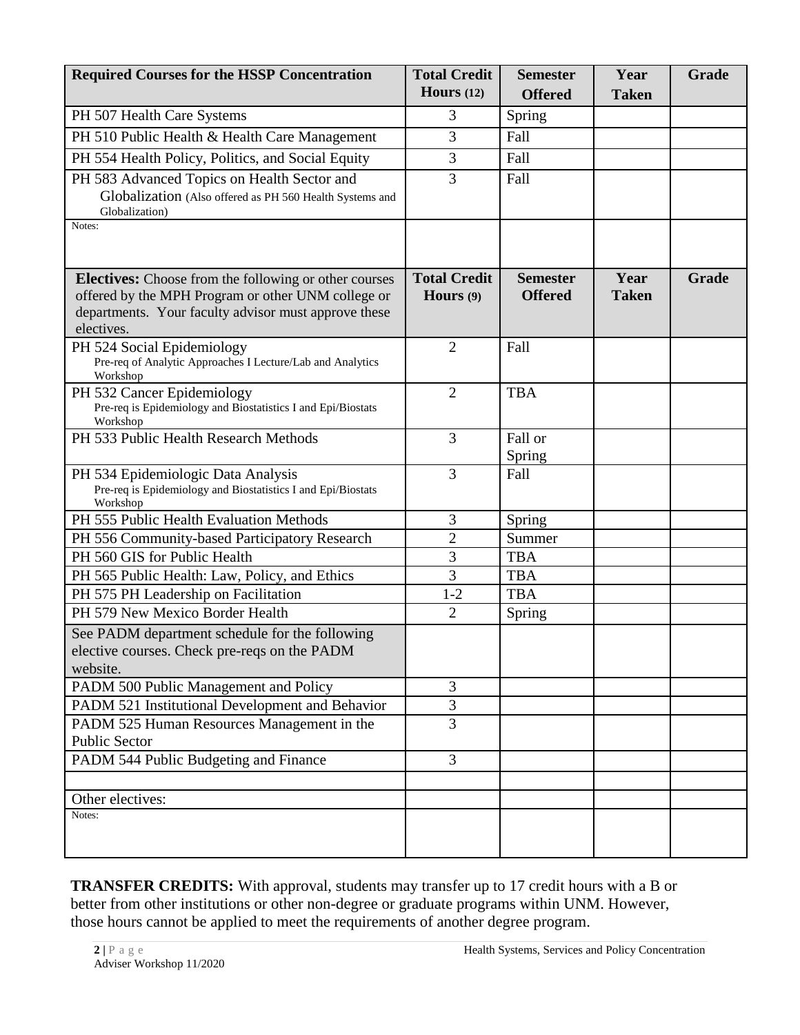| Required Courses for the HSSP Concentration | Total Credit Hours (12) | Semester Offered | Year Taken | Grade |
|---|---|---|---|---|
| PH 507 Health Care Systems | 3 | Spring | | |
| PH 510 Public Health & Health Care Management | 3 | Fall | | |
| PH 554 Health Policy, Politics, and Social Equity | 3 | Fall | | |
| PH 583 Advanced Topics on Health Sector and Globalization (Also offered as PH 560 Health Systems and Globalization) | 3 | Fall | | |
| Notes: | | | | |
| **Electives:** Choose from the following or other courses offered by the MPH Program or other UNM college or departments. Your faculty advisor must approve these electives. | **Total Credit Hours (9)** | **Semester Offered** | **Year Taken** | **Grade** |
| PH 524 Social Epidemiology<br>Pre-req of Analytic Approaches I Lecture/Lab and Analytics Workshop | 2 | Fall | | |
| PH 532 Cancer Epidemiology<br>Pre-req is Epidemiology and Biostatistics I and Epi/Biostats Workshop | 2 | TBA | | |
| PH 533 Public Health Research Methods | 3 | Fall or Spring | | |
| PH 534 Epidemiologic Data Analysis<br>Pre-req is Epidemiology and Biostatistics I and Epi/Biostats Workshop | 3 | Fall | | |
| PH 555 Public Health Evaluation Methods | 3 | Spring | | |
| PH 556 Community-based Participatory Research | 2 | Summer | | |
| PH 560 GIS for Public Health | 3 | TBA | | |
| PH 565 Public Health: Law, Policy, and Ethics | 3 | TBA | | |
| PH 575 PH Leadership on Facilitation | 1-2 | TBA | | |
| PH 579 New Mexico Border Health | 2 | Spring | | |
| See PADM department schedule for the following elective courses. Check pre-reqs on the PADM website. | | | | |
| PADM 500 Public Management and Policy | 3 | | | |
| PADM 521 Institutional Development and Behavior | 3 | | | |
| PADM 525 Human Resources Management in the Public Sector | 3 | | | |
| PADM 544 Public Budgeting and Finance | 3 | | | |
| | | | | |
| Other electives: | | | | |
| Notes: | | | | |

**TRANSFER CREDITS:** With approval, students may transfer up to 17 credit hours with a B or better from other institutions or other non-degree or graduate programs within UNM. However, those hours cannot be applied to meet the requirements of another degree program.

Adviser Workshop 11/2020